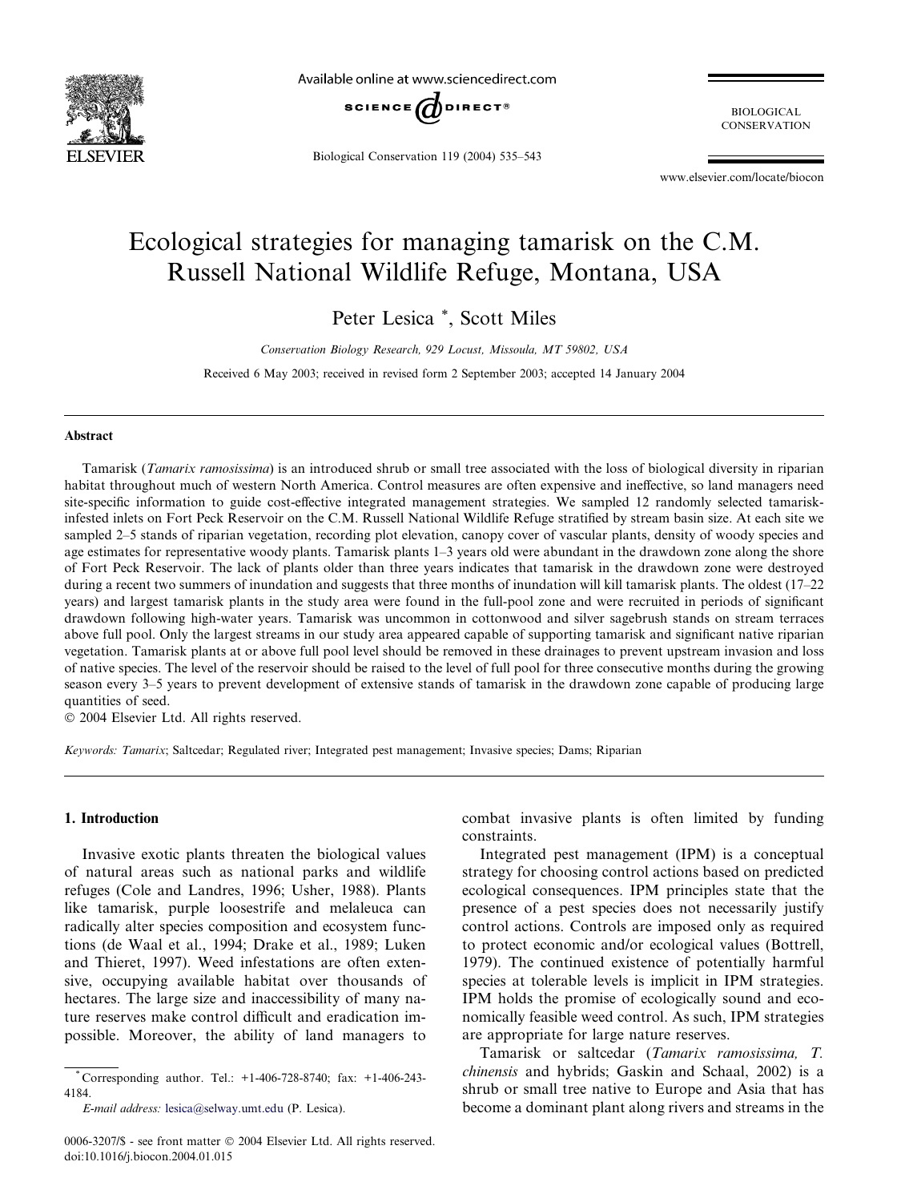# Ecological strategies for managing tamarisk on the C.M. Russell National Wildlife Refuge, Montana, USA

Peter Lesica *, Scott Miles

*Conservation Biology Research, 929 Locust, Missoula, MT 59802, USA*

Received 6 May 2003; received in revised form 2 September 2003; accepted 14 January 2004

## Abstract

Tamarisk (*Tamarix ramosissima*) is an introduced shrub or small tree associated with the loss of biological diversity in riparian habitat throughout much of western North America. Control measures are often expensive and ineffective, so land managers need site-specific information to guide cost-effective integrated management strategies. We sampled 12 randomly selected tamarisk-infested inlets on Fort Peck Reservoir on the C.M. Russell National Wildlife Refuge stratified by stream basin size. At each site we sampled 2–5 stands of riparian vegetation, recording plot elevation, canopy cover of vascular plants, density of woody species and age estimates for representative woody plants. Tamarisk plants 1–3 years old were abundant in the drawdown zone along the shore of Fort Peck Reservoir. The lack of plants older than three years indicates that tamarisk in the drawdown zone were destroyed during a recent two summers of inundation and suggests that three months of inundation will kill tamarisk plants. The oldest (17–22 years) and largest tamarisk plants in the study area were found in the full-pool zone and were recruited in periods of significant drawdown following high-water years. Tamarisk was uncommon in cottonwood and silver sagebrush stands on stream terraces above full pool. Only the largest streams in our study area appeared capable of supporting tamarisk and significant native riparian vegetation. Tamarisk plants at or above full pool level should be removed in these drainages to prevent upstream invasion and loss of native species. The level of the reservoir should be raised to the level of full pool for three consecutive months during the growing season every 3–5 years to prevent development of extensive stands of tamarisk in the drawdown zone capable of producing large quantities of seed.

© 2004 Elsevier Ltd. All rights reserved.

*Keywords:* *Tamarix*; Saltcedar; Regulated river; Integrated pest management; Invasive species; Dams; Riparian

## 1. Introduction

Invasive exotic plants threaten the biological values of natural areas such as national parks and wildlife refuges (Cole and Landres, 1996; Usher, 1988). Plants like tamarisk, purple loosestrife and melaleuca can radically alter species composition and ecosystem functions (de Waal et al., 1994; Drake et al., 1989; Luken and Thieret, 1997). Weed infestations are often extensive, occupying available habitat over thousands of hectares. The large size and inaccessibility of many nature reserves make control difficult and eradication impossible. Moreover, the ability of land managers to combat invasive plants is often limited by funding constraints.

Integrated pest management (IPM) is a conceptual strategy for choosing control actions based on predicted ecological consequences. IPM principles state that the presence of a pest species does not necessarily justify control actions. Controls are imposed only as required to protect economic and/or ecological values (Bottrell, 1979). The continued existence of potentially harmful species at tolerable levels is implicit in IPM strategies. IPM holds the promise of ecologically sound and economically feasible weed control. As such, IPM strategies are appropriate for large nature reserves.

Tamarisk or saltcedar (*Tamarix ramosissima, T. chinensis* and hybrids; Gaskin and Schaal, 2002) is a shrub or small tree native to Europe and Asia that has become a dominant plant along rivers and streams in the

---

* Corresponding author. Tel.: +1-406-728-8740; fax: +1-406-243-4184.

*E-mail address:* lesica@selway.umt.edu (P. Lesica).

0006-3207/$ - see front matter © 2004 Elsevier Ltd. All rights reserved.
doi:10.1016/j.biocon.2004.01.015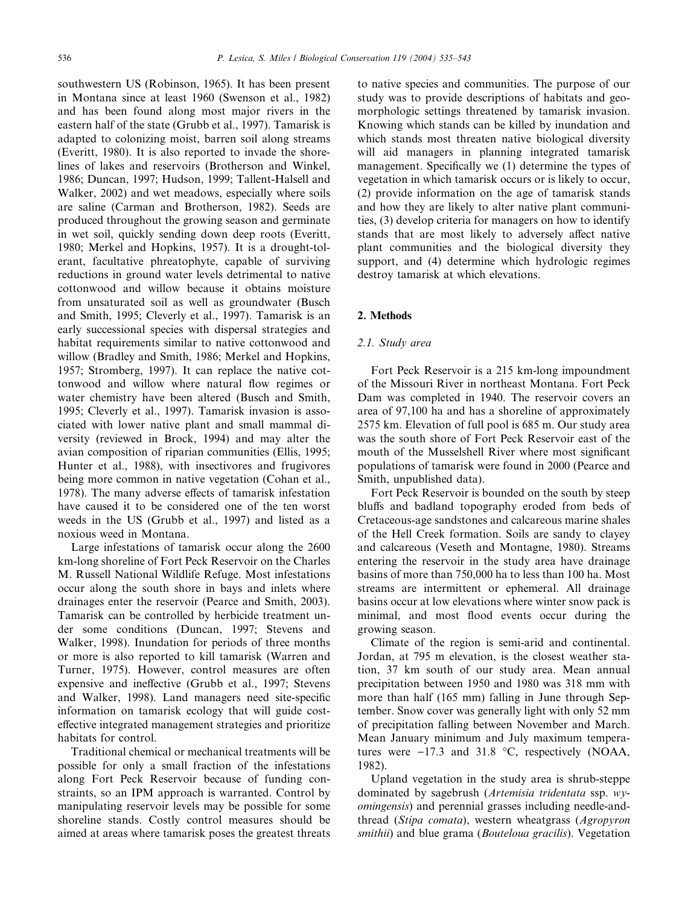southwestern US (Robinson, 1965). It has been present in Montana since at least 1960 (Swenson et al., 1982) and has been found along most major rivers in the eastern half of the state (Grubb et al., 1997). Tamarisk is adapted to colonizing moist, barren soil along streams (Everitt, 1980). It is also reported to invade the shorelines of lakes and reservoirs (Brotherson and Winkel, 1986; Duncan, 1997; Hudson, 1999; Tallent-Halsell and Walker, 2002) and wet meadows, especially where soils are saline (Carman and Brotherson, 1982). Seeds are produced throughout the growing season and germinate in wet soil, quickly sending down deep roots (Everitt, 1980; Merkel and Hopkins, 1957). It is a drought-tolerant, facultative phreatophyte, capable of surviving reductions in ground water levels detrimental to native cottonwood and willow because it obtains moisture from unsaturated soil as well as groundwater (Busch and Smith, 1995; Cleverly et al., 1997). Tamarisk is an early successional species with dispersal strategies and habitat requirements similar to native cottonwood and willow (Bradley and Smith, 1986; Merkel and Hopkins, 1957; Stromberg, 1997). It can replace the native cottonwood and willow where natural flow regimes or water chemistry have been altered (Busch and Smith, 1995; Cleverly et al., 1997). Tamarisk invasion is associated with lower native plant and small mammal diversity (reviewed in Brock, 1994) and may alter the avian composition of riparian communities (Ellis, 1995; Hunter et al., 1988), with insectivores and frugivores being more common in native vegetation (Cohan et al., 1978). The many adverse effects of tamarisk infestation have caused it to be considered one of the ten worst weeds in the US (Grubb et al., 1997) and listed as a noxious weed in Montana.

Large infestations of tamarisk occur along the 2600 km-long shoreline of Fort Peck Reservoir on the Charles M. Russell National Wildlife Refuge. Most infestations occur along the south shore in bays and inlets where drainages enter the reservoir (Pearce and Smith, 2003). Tamarisk can be controlled by herbicide treatment under some conditions (Duncan, 1997; Stevens and Walker, 1998). Inundation for periods of three months or more is also reported to kill tamarisk (Warren and Turner, 1975). However, control measures are often expensive and ineffective (Grubb et al., 1997; Stevens and Walker, 1998). Land managers need site-specific information on tamarisk ecology that will guide cost-effective integrated management strategies and prioritize habitats for control.

Traditional chemical or mechanical treatments will be possible for only a small fraction of the infestations along Fort Peck Reservoir because of funding constraints, so an IPM approach is warranted. Control by manipulating reservoir levels may be possible for some shoreline stands. Costly control measures should be aimed at areas where tamarisk poses the greatest threats to native species and communities. The purpose of our study was to provide descriptions of habitats and geomorphologic settings threatened by tamarisk invasion. Knowing which stands can be killed by inundation and which stands most threaten native biological diversity will aid managers in planning integrated tamarisk management. Specifically we (1) determine the types of vegetation in which tamarisk occurs or is likely to occur, (2) provide information on the age of tamarisk stands and how they are likely to alter native plant communities, (3) develop criteria for managers on how to identify stands that are most likely to adversely affect native plant communities and the biological diversity they support, and (4) determine which hydrologic regimes destroy tamarisk at which elevations.

## 2. Methods

### 2.1. Study area

Fort Peck Reservoir is a 215 km-long impoundment of the Missouri River in northeast Montana. Fort Peck Dam was completed in 1940. The reservoir covers an area of 97,100 ha and has a shoreline of approximately 2575 km. Elevation of full pool is 685 m. Our study area was the south shore of Fort Peck Reservoir east of the mouth of the Musselshell River where most significant populations of tamarisk were found in 2000 (Pearce and Smith, unpublished data).

Fort Peck Reservoir is bounded on the south by steep bluffs and badland topography eroded from beds of Cretaceous-age sandstones and calcareous marine shales of the Hell Creek formation. Soils are sandy to clayey and calcareous (Veseth and Montagne, 1980). Streams entering the reservoir in the study area have drainage basins of more than 750,000 ha to less than 100 ha. Most streams are intermittent or ephemeral. All drainage basins occur at low elevations where winter snow pack is minimal, and most flood events occur during the growing season.

Climate of the region is semi-arid and continental. Jordan, at 795 m elevation, is the closest weather station, 37 km south of our study area. Mean annual precipitation between 1950 and 1980 was 318 mm with more than half (165 mm) falling in June through September. Snow cover was generally light with only 52 mm of precipitation falling between November and March. Mean January minimum and July maximum temperatures were −17.3 and 31.8 °C, respectively (NOAA, 1982).

Upland vegetation in the study area is shrub-steppe dominated by sagebrush (*Artemisia tridentata* ssp. *wyomingensis*) and perennial grasses including needle-and-thread (*Stipa comata*), western wheatgrass (*Agropyron smithii*) and blue grama (*Bouteloua gracilis*). Vegetation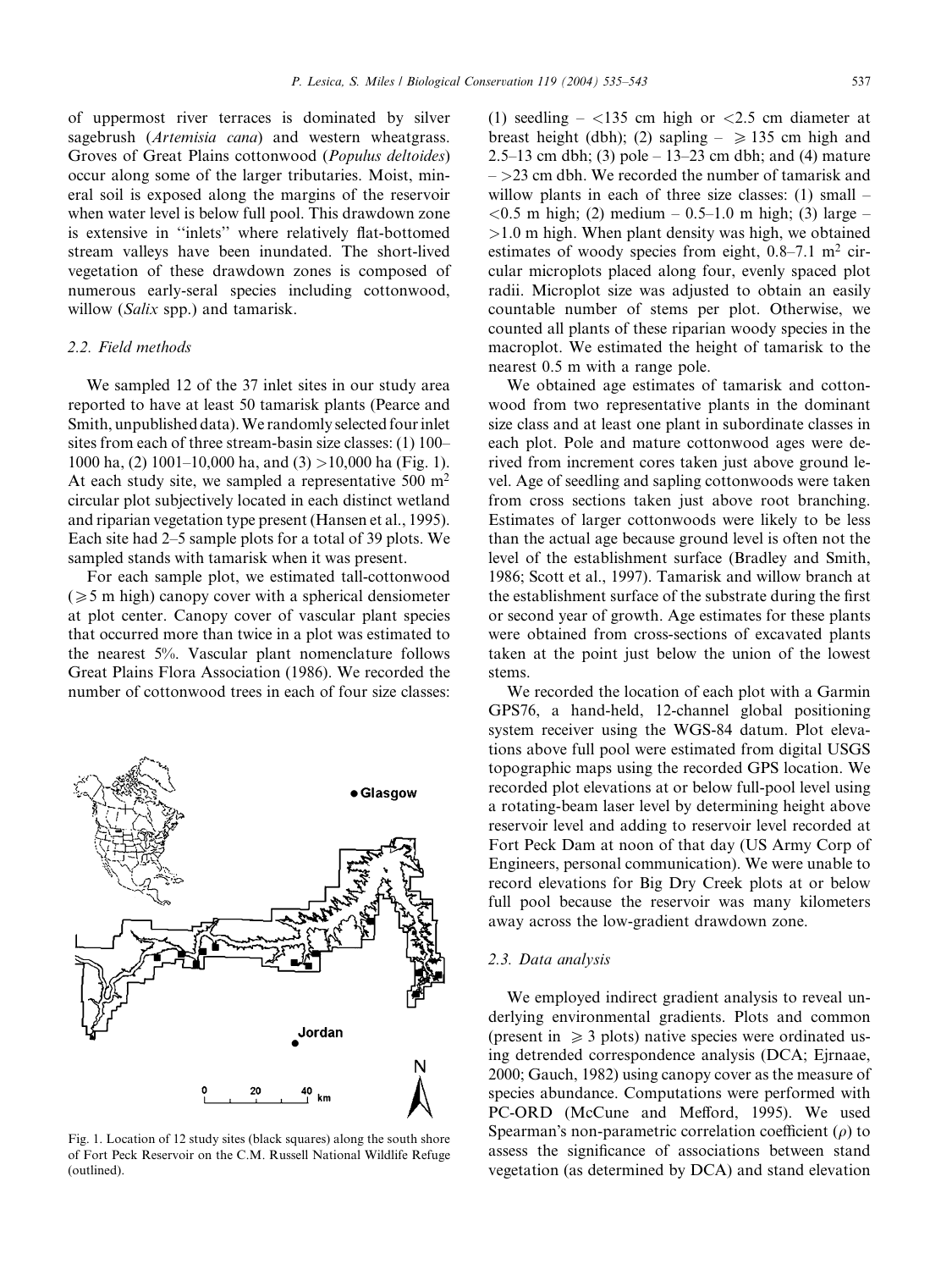of uppermost river terraces is dominated by silver sagebrush (*Artemisia cana*) and western wheatgrass. Groves of Great Plains cottonwood (*Populus deltoides*) occur along some of the larger tributaries. Moist, mineral soil is exposed along the margins of the reservoir when water level is below full pool. This drawdown zone is extensive in "inlets" where relatively flat-bottomed stream valleys have been inundated. The short-lived vegetation of these drawdown zones is composed of numerous early-seral species including cottonwood, willow (*Salix* spp.) and tamarisk.

### 2.2. Field methods

We sampled 12 of the 37 inlet sites in our study area reported to have at least 50 tamarisk plants (Pearce and Smith, unpublished data). We randomly selected four inlet sites from each of three stream-basin size classes: (1) 100–1000 ha, (2) 1001–10,000 ha, and (3) >10,000 ha (Fig. 1). At each study site, we sampled a representative 500 $m^2$ circular plot subjectively located in each distinct wetland and riparian vegetation type present (Hansen et al., 1995). Each site had 2–5 sample plots for a total of 39 plots. We sampled stands with tamarisk when it was present.

For each sample plot, we estimated tall-cottonwood ($\geq$5 m high) canopy cover with a spherical densiometer at plot center. Canopy cover of vascular plant species that occurred more than twice in a plot was estimated to the nearest 5%. Vascular plant nomenclature follows Great Plains Flora Association (1986). We recorded the number of cottonwood trees in each of four size classes:

Fig. 1. Location of 12 study sites (black squares) along the south shore of Fort Peck Reservoir on the C.M. Russell National Wildlife Refuge (outlined).

(1) seedling – <135 cm high or <2.5 cm diameter at breast height (dbh); (2) sapling – $\geq$ 135 cm high and 2.5–13 cm dbh; (3) pole – 13–23 cm dbh; and (4) mature – >23 cm dbh. We recorded the number of tamarisk and willow plants in each of three size classes: (1) small – <0.5 m high; (2) medium – 0.5–1.0 m high; (3) large – >1.0 m high. When plant density was high, we obtained estimates of woody species from eight, 0.8–7.1 $m^2$ circular microplots placed along four, evenly spaced plot radii. Microplot size was adjusted to obtain an easily countable number of stems per plot. Otherwise, we counted all plants of these riparian woody species in the macroplot. We estimated the height of tamarisk to the nearest 0.5 m with a range pole.

We obtained age estimates of tamarisk and cottonwood from two representative plants in the dominant size class and at least one plant in subordinate classes in each plot. Pole and mature cottonwood ages were derived from increment cores taken just above ground level. Age of seedling and sapling cottonwoods were taken from cross sections taken just above root branching. Estimates of larger cottonwoods were likely to be less than the actual age because ground level is often not the level of the establishment surface (Bradley and Smith, 1986; Scott et al., 1997). Tamarisk and willow branch at the establishment surface of the substrate during the first or second year of growth. Age estimates for these plants were obtained from cross-sections of excavated plants taken at the point just below the union of the lowest stems.

We recorded the location of each plot with a Garmin GPS76, a hand-held, 12-channel global positioning system receiver using the WGS-84 datum. Plot elevations above full pool were estimated from digital USGS topographic maps using the recorded GPS location. We recorded plot elevations at or below full-pool level using a rotating-beam laser level by determining height above reservoir level and adding to reservoir level recorded at Fort Peck Dam at noon of that day (US Army Corp of Engineers, personal communication). We were unable to record elevations for Big Dry Creek plots at or below full pool because the reservoir was many kilometers away across the low-gradient drawdown zone.

### 2.3. Data analysis

We employed indirect gradient analysis to reveal underlying environmental gradients. Plots and common (present in $\geq$ 3 plots) native species were ordinated using detrended correspondence analysis (DCA; Ejrnaae, 2000; Gauch, 1982) using canopy cover as the measure of species abundance. Computations were performed with PC-ORD (McCune and Mefford, 1995). We used Spearman's non-parametric correlation coefficient ($\rho$) to assess the significance of associations between stand vegetation (as determined by DCA) and stand elevation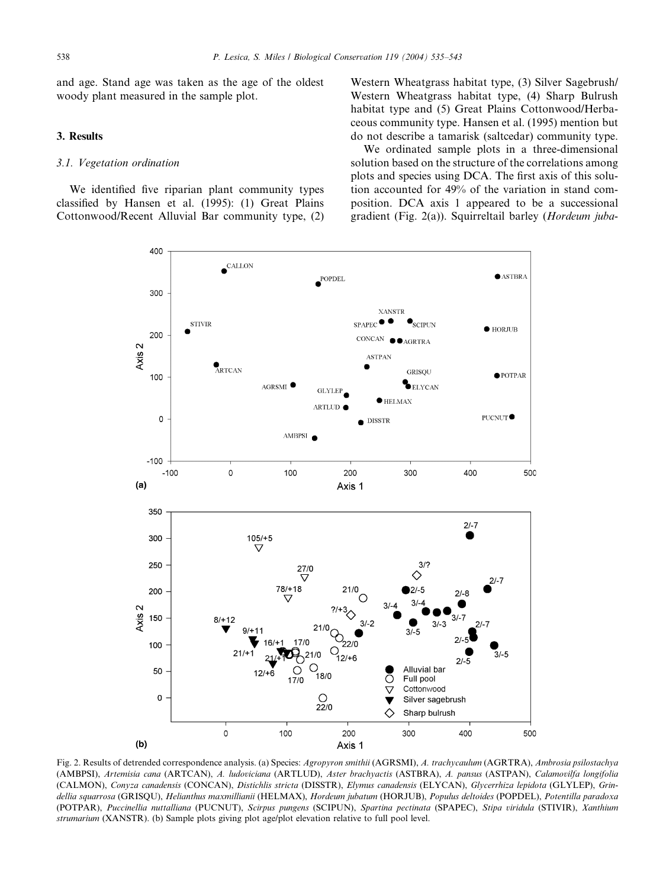and age. Stand age was taken as the age of the oldest woody plant measured in the sample plot.

## 3. Results

### 3.1. Vegetation ordination

We identified five riparian plant community types classified by Hansen et al. (1995): (1) Great Plains Cottonwood/Recent Alluvial Bar community type, (2) Western Wheatgrass habitat type, (3) Silver Sagebrush/Western Wheatgrass habitat type, (4) Sharp Bulrush habitat type and (5) Great Plains Cottonwood/Herbaceous community type. Hansen et al. (1995) mention but do not describe a tamarisk (saltcedar) community type.

We ordinated sample plots in a three-dimensional solution based on the structure of the correlations among plots and species using DCA. The first axis of this solution accounted for 49% of the variation in stand composition. DCA axis 1 appeared to be a successional gradient (Fig. 2(a)). Squirreltail barley (*Hordeum juba-*

Fig. 2. Results of detrended correspondence analysis. (a) Species: *Agropyron smithii* (AGRSMI), *A. trachycaulum* (AGRTRA), *Ambrosia psilostachya* (AMBPSI), *Artemisia cana* (ARTCAN), *A. ludoviciana* (ARTLUD), *Aster brachyactis* (ASTBRA), *A. pansus* (ASTPAN), *Calamovilfa longifolia* (CALMON), *Conyza canadensis* (CONCAN), *Distichlis stricta* (DISSTR), *Elymus canadensis* (ELYCAN), *Glycerrhiza lepidota* (GLYLEP), *Grindellia squarrosa* (GRISQU), *Helianthus maxmillianii* (HELMAX), *Hordeum jubatum* (HORJUB), *Populus deltoides* (POPDEL), *Potentilla paradoxa* (POTPAR), *Puccinellia nuttalliana* (PUCNUT), *Scirpus pungens* (SCIPUN), *Spartina pectinata* (SPAPEC), *Stipa viridula* (STIVIR), *Xanthium strumarium* (XANSTR). (b) Sample plots giving plot age/plot elevation relative to full pool level.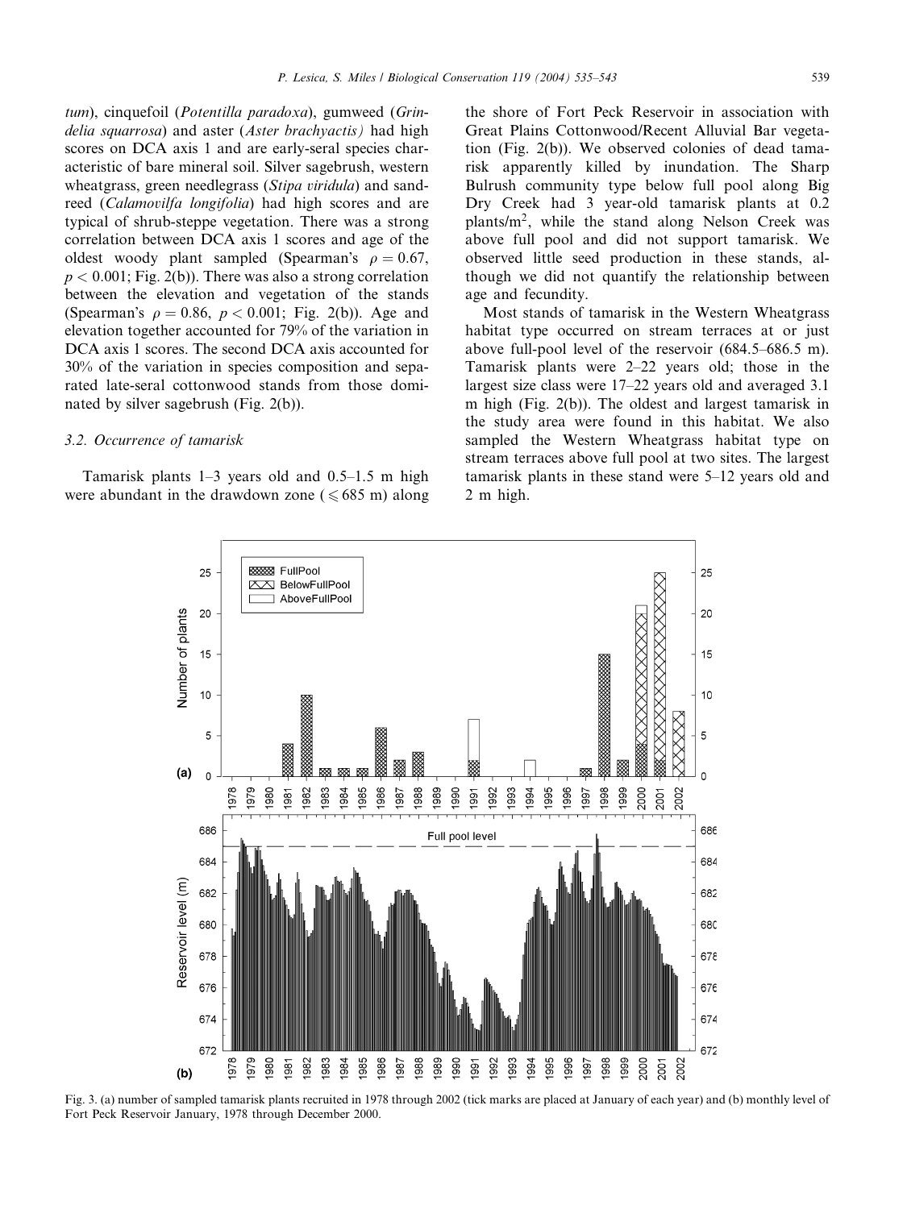*tum*), cinquefoil (*Potentilla paradoxa*), gumweed (*Grindelia squarrosa*) and aster (*Aster brachyactis*) had high scores on DCA axis 1 and are early-seral species characteristic of bare mineral soil. Silver sagebrush, western wheatgrass, green needlegrass (*Stipa viridula*) and sandreed (*Calamovilfa longifolia*) had high scores and are typical of shrub-steppe vegetation. There was a strong correlation between DCA axis 1 scores and age of the oldest woody plant sampled (Spearman's $\rho = 0.67$, $p < 0.001$; Fig. 2(b)). There was also a strong correlation between the elevation and vegetation of the stands (Spearman's $\rho = 0.86$, $p < 0.001$; Fig. 2(b)). Age and elevation together accounted for 79% of the variation in DCA axis 1 scores. The second DCA axis accounted for 30% of the variation in species composition and separated late-seral cottonwood stands from those dominated by silver sagebrush (Fig. 2(b)).

### 3.2. Occurrence of tamarisk

Tamarisk plants 1–3 years old and 0.5–1.5 m high were abundant in the drawdown zone ($\leqslant 685$ m) along the shore of Fort Peck Reservoir in association with Great Plains Cottonwood/Recent Alluvial Bar vegetation (Fig. 2(b)). We observed colonies of dead tamarisk apparently killed by inundation. The Sharp Bulrush community type below full pool along Big Dry Creek had 3 year-old tamarisk plants at 0.2 plants/m$^2$, while the stand along Nelson Creek was above full pool and did not support tamarisk. We observed little seed production in these stands, although we did not quantify the relationship between age and fecundity.

Most stands of tamarisk in the Western Wheatgrass habitat type occurred on stream terraces at or just above full-pool level of the reservoir (684.5–686.5 m). Tamarisk plants were 2–22 years old; those in the largest size class were 17–22 years old and averaged 3.1 m high (Fig. 2(b)). The oldest and largest tamarisk in the study area were found in this habitat. We also sampled the Western Wheatgrass habitat type on stream terraces above full pool at two sites. The largest tamarisk plants in these stand were 5–12 years old and 2 m high.

Fig. 3. (a) number of sampled tamarisk plants recruited in 1978 through 2002 (tick marks are placed at January of each year) and (b) monthly level of Fort Peck Reservoir January, 1978 through December 2000.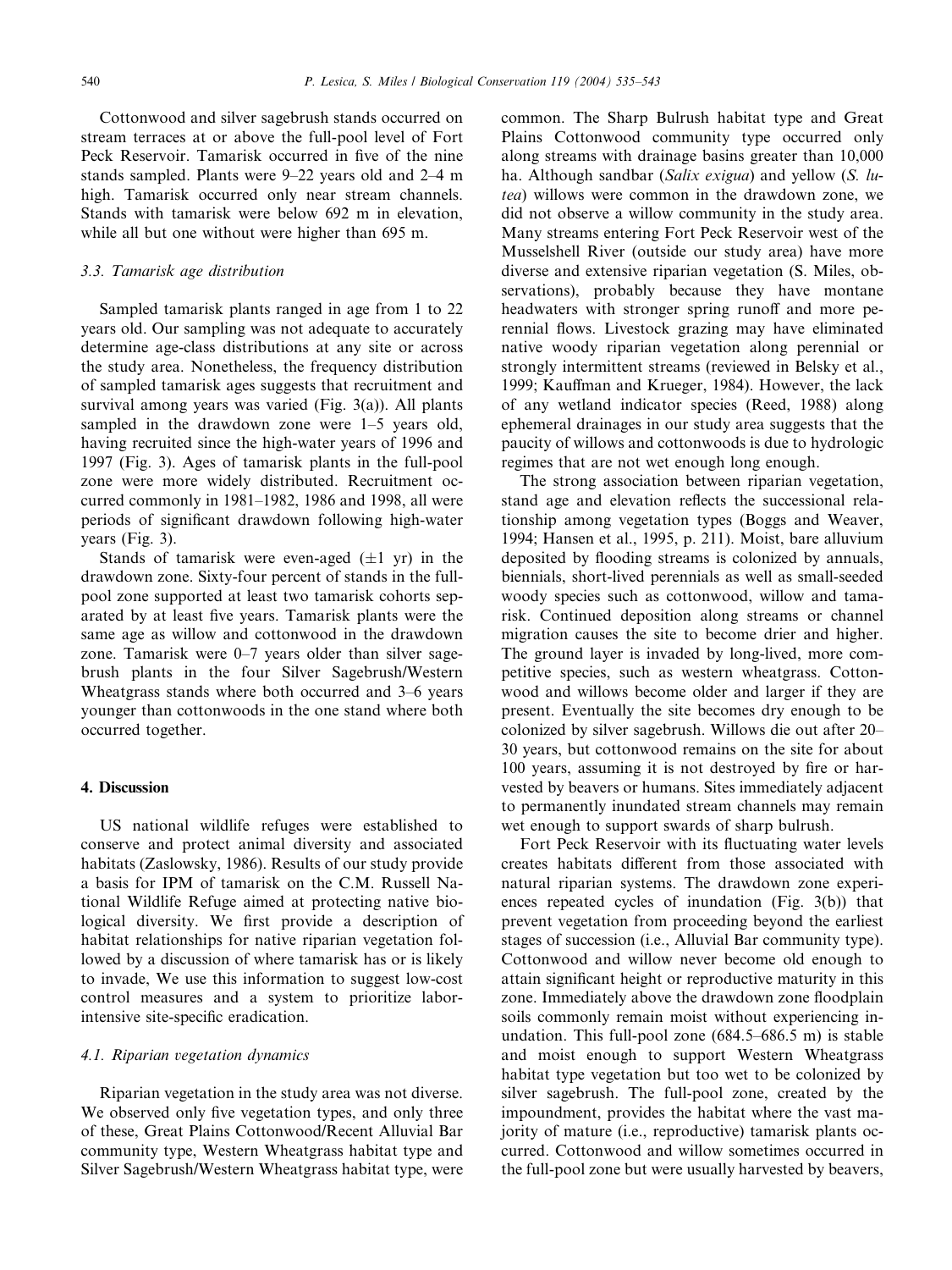Cottonwood and silver sagebrush stands occurred on stream terraces at or above the full-pool level of Fort Peck Reservoir. Tamarisk occurred in five of the nine stands sampled. Plants were 9–22 years old and 2–4 m high. Tamarisk occurred only near stream channels. Stands with tamarisk were below 692 m in elevation, while all but one without were higher than 695 m.

### 3.3. Tamarisk age distribution

Sampled tamarisk plants ranged in age from 1 to 22 years old. Our sampling was not adequate to accurately determine age-class distributions at any site or across the study area. Nonetheless, the frequency distribution of sampled tamarisk ages suggests that recruitment and survival among years was varied (Fig. 3(a)). All plants sampled in the drawdown zone were 1–5 years old, having recruited since the high-water years of 1996 and 1997 (Fig. 3). Ages of tamarisk plants in the full-pool zone were more widely distributed. Recruitment occurred commonly in 1981–1982, 1986 and 1998, all were periods of significant drawdown following high-water years (Fig. 3).

Stands of tamarisk were even-aged (±1 yr) in the drawdown zone. Sixty-four percent of stands in the full-pool zone supported at least two tamarisk cohorts separated by at least five years. Tamarisk plants were the same age as willow and cottonwood in the drawdown zone. Tamarisk were 0–7 years older than silver sagebrush plants in the four Silver Sagebrush/Western Wheatgrass stands where both occurred and 3–6 years younger than cottonwoods in the one stand where both occurred together.

## 4. Discussion

US national wildlife refuges were established to conserve and protect animal diversity and associated habitats (Zaslowsky, 1986). Results of our study provide a basis for IPM of tamarisk on the C.M. Russell National Wildlife Refuge aimed at protecting native biological diversity. We first provide a description of habitat relationships for native riparian vegetation followed by a discussion of where tamarisk has or is likely to invade, We use this information to suggest low-cost control measures and a system to prioritize labor-intensive site-specific eradication.

### 4.1. Riparian vegetation dynamics

Riparian vegetation in the study area was not diverse. We observed only five vegetation types, and only three of these, Great Plains Cottonwood/Recent Alluvial Bar community type, Western Wheatgrass habitat type and Silver Sagebrush/Western Wheatgrass habitat type, were common. The Sharp Bulrush habitat type and Great Plains Cottonwood community type occurred only along streams with drainage basins greater than 10,000 ha. Although sandbar (*Salix exigua*) and yellow (*S. lutea*) willows were common in the drawdown zone, we did not observe a willow community in the study area. Many streams entering Fort Peck Reservoir west of the Musselshell River (outside our study area) have more diverse and extensive riparian vegetation (S. Miles, observations), probably because they have montane headwaters with stronger spring runoff and more perennial flows. Livestock grazing may have eliminated native woody riparian vegetation along perennial or strongly intermittent streams (reviewed in Belsky et al., 1999; Kauffman and Krueger, 1984). However, the lack of any wetland indicator species (Reed, 1988) along ephemeral drainages in our study area suggests that the paucity of willows and cottonwoods is due to hydrologic regimes that are not wet enough long enough.

The strong association between riparian vegetation, stand age and elevation reflects the successional relationship among vegetation types (Boggs and Weaver, 1994; Hansen et al., 1995, p. 211). Moist, bare alluvium deposited by flooding streams is colonized by annuals, biennials, short-lived perennials as well as small-seeded woody species such as cottonwood, willow and tamarisk. Continued deposition along streams or channel migration causes the site to become drier and higher. The ground layer is invaded by long-lived, more competitive species, such as western wheatgrass. Cottonwood and willows become older and larger if they are present. Eventually the site becomes dry enough to be colonized by silver sagebrush. Willows die out after 20–30 years, but cottonwood remains on the site for about 100 years, assuming it is not destroyed by fire or harvested by beavers or humans. Sites immediately adjacent to permanently inundated stream channels may remain wet enough to support swards of sharp bulrush.

Fort Peck Reservoir with its fluctuating water levels creates habitats different from those associated with natural riparian systems. The drawdown zone experiences repeated cycles of inundation (Fig. 3(b)) that prevent vegetation from proceeding beyond the earliest stages of succession (i.e., Alluvial Bar community type). Cottonwood and willow never become old enough to attain significant height or reproductive maturity in this zone. Immediately above the drawdown zone floodplain soils commonly remain moist without experiencing inundation. This full-pool zone (684.5–686.5 m) is stable and moist enough to support Western Wheatgrass habitat type vegetation but too wet to be colonized by silver sagebrush. The full-pool zone, created by the impoundment, provides the habitat where the vast majority of mature (i.e., reproductive) tamarisk plants occurred. Cottonwood and willow sometimes occurred in the full-pool zone but were usually harvested by beavers,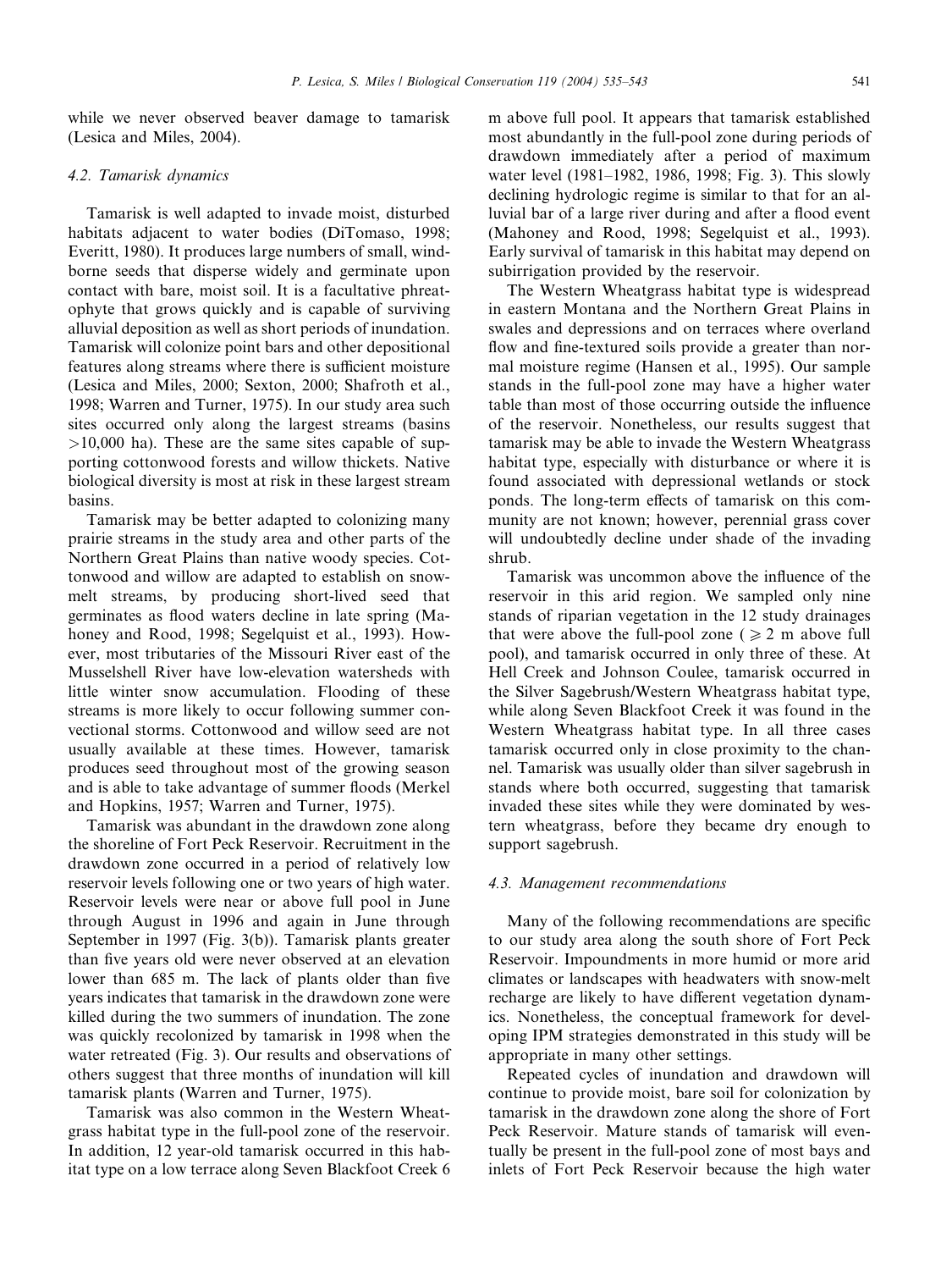while we never observed beaver damage to tamarisk (Lesica and Miles, 2004).

### 4.2. Tamarisk dynamics

Tamarisk is well adapted to invade moist, disturbed habitats adjacent to water bodies (DiTomaso, 1998; Everitt, 1980). It produces large numbers of small, wind-borne seeds that disperse widely and germinate upon contact with bare, moist soil. It is a facultative phreatophyte that grows quickly and is capable of surviving alluvial deposition as well as short periods of inundation. Tamarisk will colonize point bars and other depositional features along streams where there is sufficient moisture (Lesica and Miles, 2000; Sexton, 2000; Shafroth et al., 1998; Warren and Turner, 1975). In our study area such sites occurred only along the largest streams (basins >10,000 ha). These are the same sites capable of supporting cottonwood forests and willow thickets. Native biological diversity is most at risk in these largest stream basins.

Tamarisk may be better adapted to colonizing many prairie streams in the study area and other parts of the Northern Great Plains than native woody species. Cottonwood and willow are adapted to establish on snow-melt streams, by producing short-lived seed that germinates as flood waters decline in late spring (Mahoney and Rood, 1998; Segelquist et al., 1993). However, most tributaries of the Missouri River east of the Musselshell River have low-elevation watersheds with little winter snow accumulation. Flooding of these streams is more likely to occur following summer convectional storms. Cottonwood and willow seed are not usually available at these times. However, tamarisk produces seed throughout most of the growing season and is able to take advantage of summer floods (Merkel and Hopkins, 1957; Warren and Turner, 1975).

Tamarisk was abundant in the drawdown zone along the shoreline of Fort Peck Reservoir. Recruitment in the drawdown zone occurred in a period of relatively low reservoir levels following one or two years of high water. Reservoir levels were near or above full pool in June through August in 1996 and again in June through September in 1997 (Fig. 3(b)). Tamarisk plants greater than five years old were never observed at an elevation lower than 685 m. The lack of plants older than five years indicates that tamarisk in the drawdown zone were killed during the two summers of inundation. The zone was quickly recolonized by tamarisk in 1998 when the water retreated (Fig. 3). Our results and observations of others suggest that three months of inundation will kill tamarisk plants (Warren and Turner, 1975).

Tamarisk was also common in the Western Wheatgrass habitat type in the full-pool zone of the reservoir. In addition, 12 year-old tamarisk occurred in this habitat type on a low terrace along Seven Blackfoot Creek 6 m above full pool. It appears that tamarisk established most abundantly in the full-pool zone during periods of drawdown immediately after a period of maximum water level (1981–1982, 1986, 1998; Fig. 3). This slowly declining hydrologic regime is similar to that for an alluvial bar of a large river during and after a flood event (Mahoney and Rood, 1998; Segelquist et al., 1993). Early survival of tamarisk in this habitat may depend on subirrigation provided by the reservoir.

The Western Wheatgrass habitat type is widespread in eastern Montana and the Northern Great Plains in swales and depressions and on terraces where overland flow and fine-textured soils provide a greater than normal moisture regime (Hansen et al., 1995). Our sample stands in the full-pool zone may have a higher water table than most of those occurring outside the influence of the reservoir. Nonetheless, our results suggest that tamarisk may be able to invade the Western Wheatgrass habitat type, especially with disturbance or where it is found associated with depressional wetlands or stock ponds. The long-term effects of tamarisk on this community are not known; however, perennial grass cover will undoubtedly decline under shade of the invading shrub.

Tamarisk was uncommon above the influence of the reservoir in this arid region. We sampled only nine stands of riparian vegetation in the 12 study drainages that were above the full-pool zone ($\geq 2$ m above full pool), and tamarisk occurred in only three of these. At Hell Creek and Johnson Coulee, tamarisk occurred in the Silver Sagebrush/Western Wheatgrass habitat type, while along Seven Blackfoot Creek it was found in the Western Wheatgrass habitat type. In all three cases tamarisk occurred only in close proximity to the channel. Tamarisk was usually older than silver sagebrush in stands where both occurred, suggesting that tamarisk invaded these sites while they were dominated by western wheatgrass, before they became dry enough to support sagebrush.

### 4.3. Management recommendations

Many of the following recommendations are specific to our study area along the south shore of Fort Peck Reservoir. Impoundments in more humid or more arid climates or landscapes with headwaters with snow-melt recharge are likely to have different vegetation dynamics. Nonetheless, the conceptual framework for developing IPM strategies demonstrated in this study will be appropriate in many other settings.

Repeated cycles of inundation and drawdown will continue to provide moist, bare soil for colonization by tamarisk in the drawdown zone along the shore of Fort Peck Reservoir. Mature stands of tamarisk will eventually be present in the full-pool zone of most bays and inlets of Fort Peck Reservoir because the high water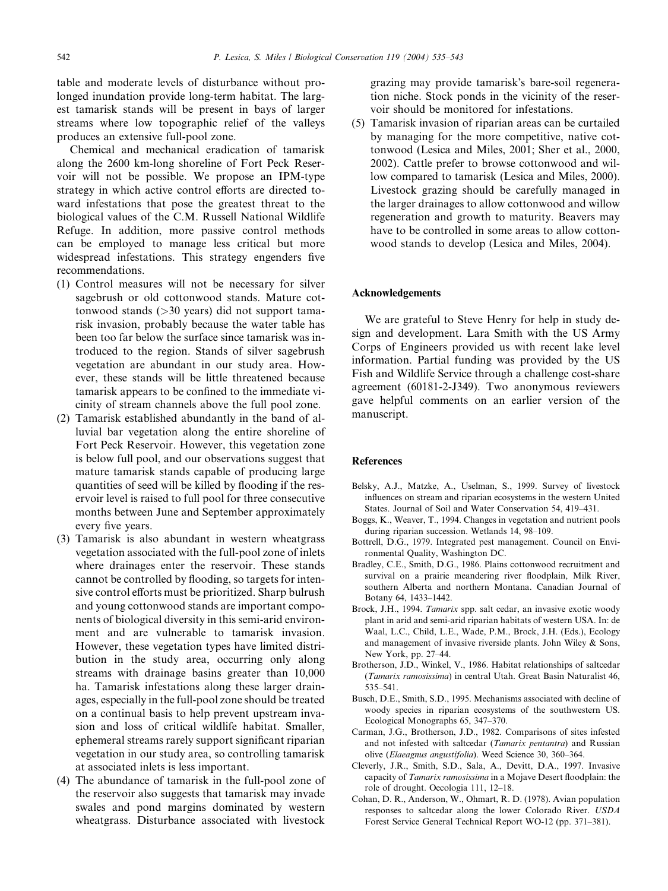table and moderate levels of disturbance without prolonged inundation provide long-term habitat. The largest tamarisk stands will be present in bays of larger streams where low topographic relief of the valleys produces an extensive full-pool zone.

Chemical and mechanical eradication of tamarisk along the 2600 km-long shoreline of Fort Peck Reservoir will not be possible. We propose an IPM-type strategy in which active control efforts are directed toward infestations that pose the greatest threat to the biological values of the C.M. Russell National Wildlife Refuge. In addition, more passive control methods can be employed to manage less critical but more widespread infestations. This strategy engenders five recommendations.

(1) Control measures will not be necessary for silver sagebrush or old cottonwood stands. Mature cottonwood stands (>30 years) did not support tamarisk invasion, probably because the water table has been too far below the surface since tamarisk was introduced to the region. Stands of silver sagebrush vegetation are abundant in our study area. However, these stands will be little threatened because tamarisk appears to be confined to the immediate vicinity of stream channels above the full pool zone.
(2) Tamarisk established abundantly in the band of alluvial bar vegetation along the entire shoreline of Fort Peck Reservoir. However, this vegetation zone is below full pool, and our observations suggest that mature tamarisk stands capable of producing large quantities of seed will be killed by flooding if the reservoir level is raised to full pool for three consecutive months between June and September approximately every five years.
(3) Tamarisk is also abundant in western wheatgrass vegetation associated with the full-pool zone of inlets where drainages enter the reservoir. These stands cannot be controlled by flooding, so targets for intensive control efforts must be prioritized. Sharp bulrush and young cottonwood stands are important components of biological diversity in this semi-arid environment and are vulnerable to tamarisk invasion. However, these vegetation types have limited distribution in the study area, occurring only along streams with drainage basins greater than 10,000 ha. Tamarisk infestations along these larger drainages, especially in the full-pool zone should be treated on a continual basis to help prevent upstream invasion and loss of critical wildlife habitat. Smaller, ephemeral streams rarely support significant riparian vegetation in our study area, so controlling tamarisk at associated inlets is less important.
(4) The abundance of tamarisk in the full-pool zone of the reservoir also suggests that tamarisk may invade swales and pond margins dominated by western wheatgrass. Disturbance associated with livestock grazing may provide tamarisk's bare-soil regeneration niche. Stock ponds in the vicinity of the reservoir should be monitored for infestations.
(5) Tamarisk invasion of riparian areas can be curtailed by managing for the more competitive, native cottonwood (Lesica and Miles, 2001; Sher et al., 2000, 2002). Cattle prefer to browse cottonwood and willow compared to tamarisk (Lesica and Miles, 2000). Livestock grazing should be carefully managed in the larger drainages to allow cottonwood and willow regeneration and growth to maturity. Beavers may have to be controlled in some areas to allow cottonwood stands to develop (Lesica and Miles, 2004).

## Acknowledgements

We are grateful to Steve Henry for help in study design and development. Lara Smith with the US Army Corps of Engineers provided us with recent lake level information. Partial funding was provided by the US Fish and Wildlife Service through a challenge cost-share agreement (60181-2-J349). Two anonymous reviewers gave helpful comments on an earlier version of the manuscript.

## References

Belsky, A.J., Matzke, A., Uselman, S., 1999. Survey of livestock influences on stream and riparian ecosystems in the western United States. Journal of Soil and Water Conservation 54, 419–431.

Boggs, K., Weaver, T., 1994. Changes in vegetation and nutrient pools during riparian succession. Wetlands 14, 98–109.

Bottrell, D.G., 1979. Integrated pest management. Council on Environmental Quality, Washington DC.

Bradley, C.E., Smith, D.G., 1986. Plains cottonwood recruitment and survival on a prairie meandering river floodplain, Milk River, southern Alberta and northern Montana. Canadian Journal of Botany 64, 1433–1442.

Brock, J.H., 1994. *Tamarix* spp. salt cedar, an invasive exotic woody plant in arid and semi-arid riparian habitats of western USA. In: de Waal, L.C., Child, L.E., Wade, P.M., Brock, J.H. (Eds.), Ecology and management of invasive riverside plants. John Wiley & Sons, New York, pp. 27–44.

Brotherson, J.D., Winkel, V., 1986. Habitat relationships of saltcedar (*Tamarix ramosissima*) in central Utah. Great Basin Naturalist 46, 535–541.

Busch, D.E., Smith, S.D., 1995. Mechanisms associated with decline of woody species in riparian ecosystems of the southwestern US. Ecological Monographs 65, 347–370.

Carman, J.G., Brotherson, J.D., 1982. Comparisons of sites infested and not infested with saltcedar (*Tamarix pentantra*) and Russian olive (*Elaeagnus angustifolia*). Weed Science 30, 360–364.

Cleverly, J.R., Smith, S.D., Sala, A., Devitt, D.A., 1997. Invasive capacity of *Tamarix ramosissima* in a Mojave Desert floodplain: the role of drought. Oecologia 111, 12–18.

Cohan, D. R., Anderson, W., Ohmart, R. D. (1978). Avian population responses to saltcedar along the lower Colorado River. *USDA* Forest Service General Technical Report WO-12 (pp. 371–381).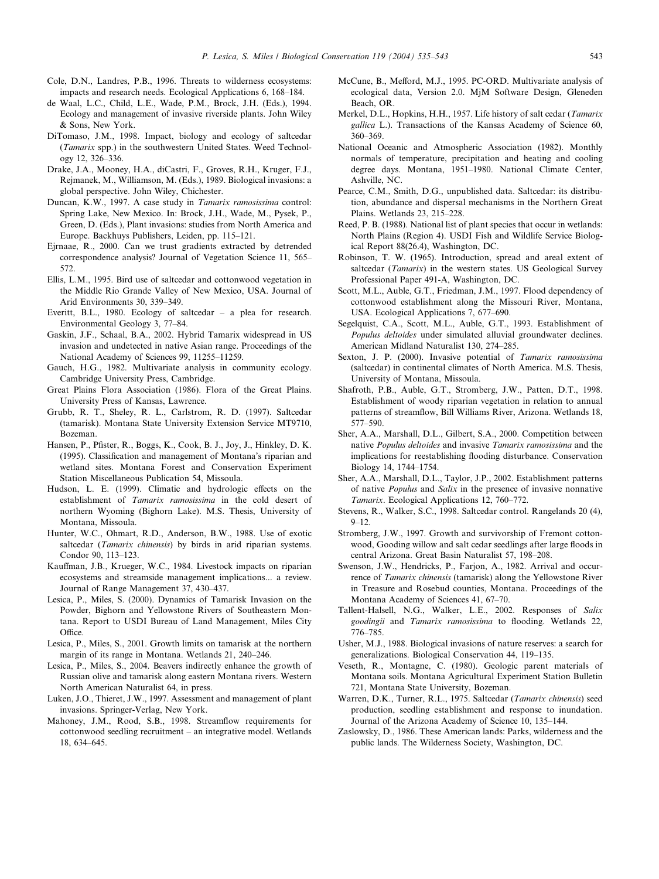Cole, D.N., Landres, P.B., 1996. Threats to wilderness ecosystems: impacts and research needs. Ecological Applications 6, 168–184.

de Waal, L.C., Child, L.E., Wade, P.M., Brock, J.H. (Eds.), 1994. Ecology and management of invasive riverside plants. John Wiley & Sons, New York.

DiTomaso, J.M., 1998. Impact, biology and ecology of saltcedar (*Tamarix* spp.) in the southwestern United States. Weed Technology 12, 326–336.

Drake, J.A., Mooney, H.A., diCastri, F., Groves, R.H., Kruger, F.J., Rejmanek, M., Williamson, M. (Eds.), 1989. Biological invasions: a global perspective. John Wiley, Chichester.

Duncan, K.W., 1997. A case study in *Tamarix ramosissima* control: Spring Lake, New Mexico. In: Brock, J.H., Wade, M., Pysek, P., Green, D. (Eds.), Plant invasions: studies from North America and Europe. Backhuys Publishers, Leiden, pp. 115–121.

Ejrnaae, R., 2000. Can we trust gradients extracted by detrended correspondence analysis? Journal of Vegetation Science 11, 565–572.

Ellis, L.M., 1995. Bird use of saltcedar and cottonwood vegetation in the Middle Rio Grande Valley of New Mexico, USA. Journal of Arid Environments 30, 339–349.

Everitt, B.L., 1980. Ecology of saltcedar – a plea for research. Environmental Geology 3, 77–84.

Gaskin, J.F., Schaal, B.A., 2002. Hybrid Tamarix widespread in US invasion and undetected in native Asian range. Proceedings of the National Academy of Sciences 99, 11255–11259.

Gauch, H.G., 1982. Multivariate analysis in community ecology. Cambridge University Press, Cambridge.

Great Plains Flora Association (1986). Flora of the Great Plains. University Press of Kansas, Lawrence.

Grubb, R. T., Sheley, R. L., Carlstrom, R. D. (1997). Saltcedar (tamarisk). Montana State University Extension Service MT9710, Bozeman.

Hansen, P., Pfister, R., Boggs, K., Cook, B. J., Joy, J., Hinkley, D. K. (1995). Classification and management of Montana's riparian and wetland sites. Montana Forest and Conservation Experiment Station Miscellaneous Publication 54, Missoula.

Hudson, L. E. (1999). Climatic and hydrologic effects on the establishment of *Tamarix ramosissima* in the cold desert of northern Wyoming (Bighorn Lake). M.S. Thesis, University of Montana, Missoula.

Hunter, W.C., Ohmart, R.D., Anderson, B.W., 1988. Use of exotic saltcedar (*Tamarix chinensis*) by birds in arid riparian systems. Condor 90, 113–123.

Kauffman, J.B., Krueger, W.C., 1984. Livestock impacts on riparian ecosystems and streamside management implications... a review. Journal of Range Management 37, 430–437.

Lesica, P., Miles, S. (2000). Dynamics of Tamarisk Invasion on the Powder, Bighorn and Yellowstone Rivers of Southeastern Montana. Report to USDI Bureau of Land Management, Miles City Office.

Lesica, P., Miles, S., 2001. Growth limits on tamarisk at the northern margin of its range in Montana. Wetlands 21, 240–246.

Lesica, P., Miles, S., 2004. Beavers indirectly enhance the growth of Russian olive and tamarisk along eastern Montana rivers. Western North American Naturalist 64, in press.

Luken, J.O., Thieret, J.W., 1997. Assessment and management of plant invasions. Springer-Verlag, New York.

Mahoney, J.M., Rood, S.B., 1998. Streamflow requirements for cottonwood seedling recruitment – an integrative model. Wetlands 18, 634–645.

McCune, B., Mefford, M.J., 1995. PC-ORD. Multivariate analysis of ecological data, Version 2.0. MjM Software Design, Gleneden Beach, OR.

Merkel, D.L., Hopkins, H.H., 1957. Life history of salt cedar (*Tamarix gallica* L.). Transactions of the Kansas Academy of Science 60, 360–369.

National Oceanic and Atmospheric Association (1982). Monthly normals of temperature, precipitation and heating and cooling degree days. Montana, 1951–1980. National Climate Center, Ashville, NC.

Pearce, C.M., Smith, D.G., unpublished data. Saltcedar: its distribution, abundance and dispersal mechanisms in the Northern Great Plains. Wetlands 23, 215–228.

Reed, P. B. (1988). National list of plant species that occur in wetlands: North Plains (Region 4). USDI Fish and Wildlife Service Biological Report 88(26.4), Washington, DC.

Robinson, T. W. (1965). Introduction, spread and areal extent of saltcedar (*Tamarix*) in the western states. US Geological Survey Professional Paper 491-A, Washington, DC.

Scott, M.L., Auble, G.T., Friedman, J.M., 1997. Flood dependency of cottonwood establishment along the Missouri River, Montana, USA. Ecological Applications 7, 677–690.

Segelquist, C.A., Scott, M.L., Auble, G.T., 1993. Establishment of *Populus deltoides* under simulated alluvial groundwater declines. American Midland Naturalist 130, 274–285.

Sexton, J. P. (2000). Invasive potential of *Tamarix ramosissima* (saltcedar) in continental climates of North America. M.S. Thesis, University of Montana, Missoula.

Shafroth, P.B., Auble, G.T., Stromberg, J.W., Patten, D.T., 1998. Establishment of woody riparian vegetation in relation to annual patterns of streamflow, Bill Williams River, Arizona. Wetlands 18, 577–590.

Sher, A.A., Marshall, D.L., Gilbert, S.A., 2000. Competition between native *Populus deltoides* and invasive *Tamarix ramosissima* and the implications for reestablishing flooding disturbance. Conservation Biology 14, 1744–1754.

Sher, A.A., Marshall, D.L., Taylor, J.P., 2002. Establishment patterns of native *Populus* and *Salix* in the presence of invasive nonnative *Tamarix*. Ecological Applications 12, 760–772.

Stevens, R., Walker, S.C., 1998. Saltcedar control. Rangelands 20 (4), 9–12.

Stromberg, J.W., 1997. Growth and survivorship of Fremont cottonwood, Gooding willow and salt cedar seedlings after large floods in central Arizona. Great Basin Naturalist 57, 198–208.

Swenson, J.W., Hendricks, P., Farjon, A., 1982. Arrival and occurrence of *Tamarix chinensis* (tamarisk) along the Yellowstone River in Treasure and Rosebud counties, Montana. Proceedings of the Montana Academy of Sciences 41, 67–70.

Tallent-Halsell, N.G., Walker, L.E., 2002. Responses of *Salix goodingii* and *Tamarix ramosissima* to flooding. Wetlands 22, 776–785.

Usher, M.J., 1988. Biological invasions of nature reserves: a search for generalizations. Biological Conservation 44, 119–135.

Veseth, R., Montagne, C. (1980). Geologic parent materials of Montana soils. Montana Agricultural Experiment Station Bulletin 721, Montana State University, Bozeman.

Warren, D.K., Turner, R.L., 1975. Saltcedar (*Tamarix chinensis*) seed production, seedling establishment and response to inundation. Journal of the Arizona Academy of Science 10, 135–144.

Zaslowsky, D., 1986. These American lands: Parks, wilderness and the public lands. The Wilderness Society, Washington, DC.